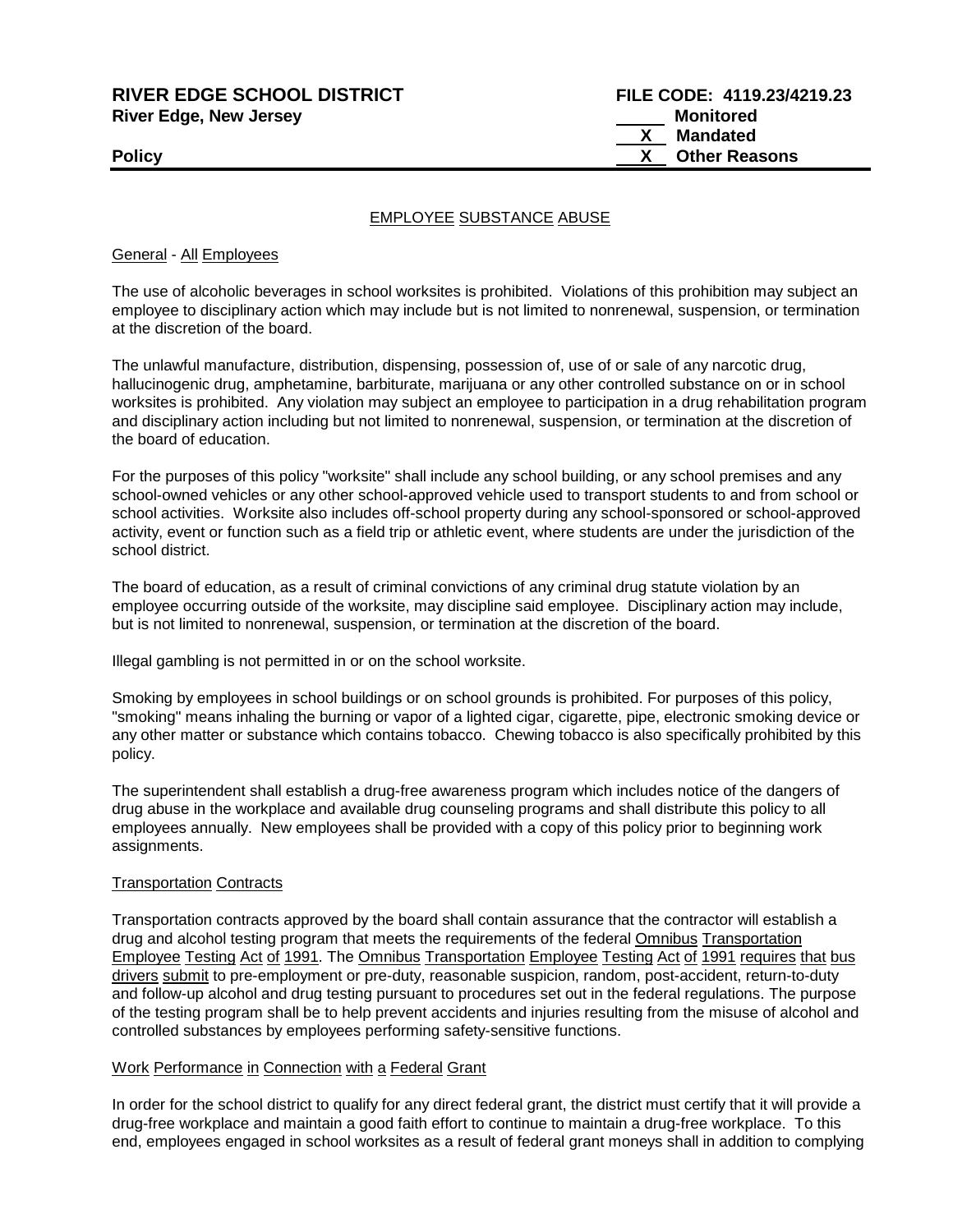**RIVER EDGE SCHOOL DISTRICT** **FILE CODE: 4119.23/4219.23**
**River Edge, New Jersey**

_____ **Monitored**
__X__ **Mandated**
__X__ **Other Reasons**

**Policy**

# EMPLOYEE SUBSTANCE ABUSE

## General - All Employees

The use of alcoholic beverages in school worksites is prohibited. Violations of this prohibition may subject an employee to disciplinary action which may include but is not limited to nonrenewal, suspension, or termination at the discretion of the board.

The unlawful manufacture, distribution, dispensing, possession of, use of or sale of any narcotic drug, hallucinogenic drug, amphetamine, barbiturate, marijuana or any other controlled substance on or in school worksites is prohibited. Any violation may subject an employee to participation in a drug rehabilitation program and disciplinary action including but not limited to nonrenewal, suspension, or termination at the discretion of the board of education.

For the purposes of this policy "worksite" shall include any school building, or any school premises and any school-owned vehicles or any other school-approved vehicle used to transport students to and from school or school activities. Worksite also includes off-school property during any school-sponsored or school-approved activity, event or function such as a field trip or athletic event, where students are under the jurisdiction of the school district.

The board of education, as a result of criminal convictions of any criminal drug statute violation by an employee occurring outside of the worksite, may discipline said employee. Disciplinary action may include, but is not limited to nonrenewal, suspension, or termination at the discretion of the board.

Illegal gambling is not permitted in or on the school worksite.

Smoking by employees in school buildings or on school grounds is prohibited. For purposes of this policy, "smoking" means inhaling the burning or vapor of a lighted cigar, cigarette, pipe, electronic smoking device or any other matter or substance which contains tobacco. Chewing tobacco is also specifically prohibited by this policy.

The superintendent shall establish a drug-free awareness program which includes notice of the dangers of drug abuse in the workplace and available drug counseling programs and shall distribute this policy to all employees annually. New employees shall be provided with a copy of this policy prior to beginning work assignments.

## Transportation Contracts

Transportation contracts approved by the board shall contain assurance that the contractor will establish a drug and alcohol testing program that meets the requirements of the federal Omnibus Transportation Employee Testing Act of 1991. The Omnibus Transportation Employee Testing Act of 1991 requires that bus drivers submit to pre-employment or pre-duty, reasonable suspicion, random, post-accident, return-to-duty and follow-up alcohol and drug testing pursuant to procedures set out in the federal regulations. The purpose of the testing program shall be to help prevent accidents and injuries resulting from the misuse of alcohol and controlled substances by employees performing safety-sensitive functions.

## Work Performance in Connection with a Federal Grant

In order for the school district to qualify for any direct federal grant, the district must certify that it will provide a drug-free workplace and maintain a good faith effort to continue to maintain a drug-free workplace. To this end, employees engaged in school worksites as a result of federal grant moneys shall in addition to complying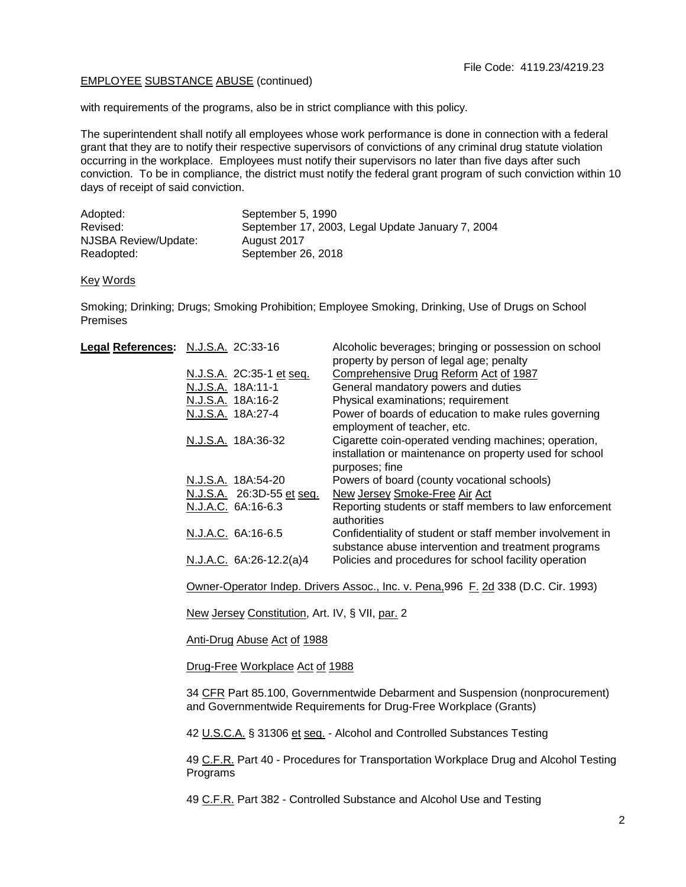File Code: 4119.23/4219.23

EMPLOYEE SUBSTANCE ABUSE (continued)

with requirements of the programs, also be in strict compliance with this policy.

The superintendent shall notify all employees whose work performance is done in connection with a federal grant that they are to notify their respective supervisors of convictions of any criminal drug statute violation occurring in the workplace. Employees must notify their supervisors no later than five days after such conviction. To be in compliance, the district must notify the federal grant program of such conviction within 10 days of receipt of said conviction.

| | |
|---|---|
| Adopted: | September 5, 1990 |
| Revised: | September 17, 2003, Legal Update January 7, 2004 |
| NJSBA Review/Update: | August 2017 |
| Readopted: | September 26, 2018 |

Key Words

Smoking; Drinking; Drugs; Smoking Prohibition; Employee Smoking, Drinking, Use of Drugs on School Premises

**Legal References:**

| | |
|---|---|
| N.J.S.A. 2C:33-16 | Alcoholic beverages; bringing or possession on school property by person of legal age; penalty |
| N.J.S.A. 2C:35-1 et seq. | Comprehensive Drug Reform Act of 1987 |
| N.J.S.A. 18A:11-1 | General mandatory powers and duties |
| N.J.S.A. 18A:16-2 | Physical examinations; requirement |
| N.J.S.A. 18A:27-4 | Power of boards of education to make rules governing employment of teacher, etc. |
| N.J.S.A. 18A:36-32 | Cigarette coin-operated vending machines; operation, installation or maintenance on property used for school purposes; fine |
| N.J.S.A. 18A:54-20 | Powers of board (county vocational schools) |
| N.J.S.A. 26:3D-55 et seq. | New Jersey Smoke-Free Air Act |
| N.J.A.C. 6A:16-6.3 | Reporting students or staff members to law enforcement authorities |
| N.J.A.C. 6A:16-6.5 | Confidentiality of student or staff member involvement in substance abuse intervention and treatment programs |
| N.J.A.C. 6A:26-12.2(a)4 | Policies and procedures for school facility operation |

Owner-Operator Indep. Drivers Assoc., Inc. v. Pena, 996 F. 2d 338 (D.C. Cir. 1993)

New Jersey Constitution, Art. IV, § VII, par. 2

Anti-Drug Abuse Act of 1988

Drug-Free Workplace Act of 1988

34 CFR Part 85.100, Governmentwide Debarment and Suspension (nonprocurement) and Governmentwide Requirements for Drug-Free Workplace (Grants)

42 U.S.C.A. § 31306 et seq. - Alcohol and Controlled Substances Testing

49 C.F.R. Part 40 - Procedures for Transportation Workplace Drug and Alcohol Testing Programs

49 C.F.R. Part 382 - Controlled Substance and Alcohol Use and Testing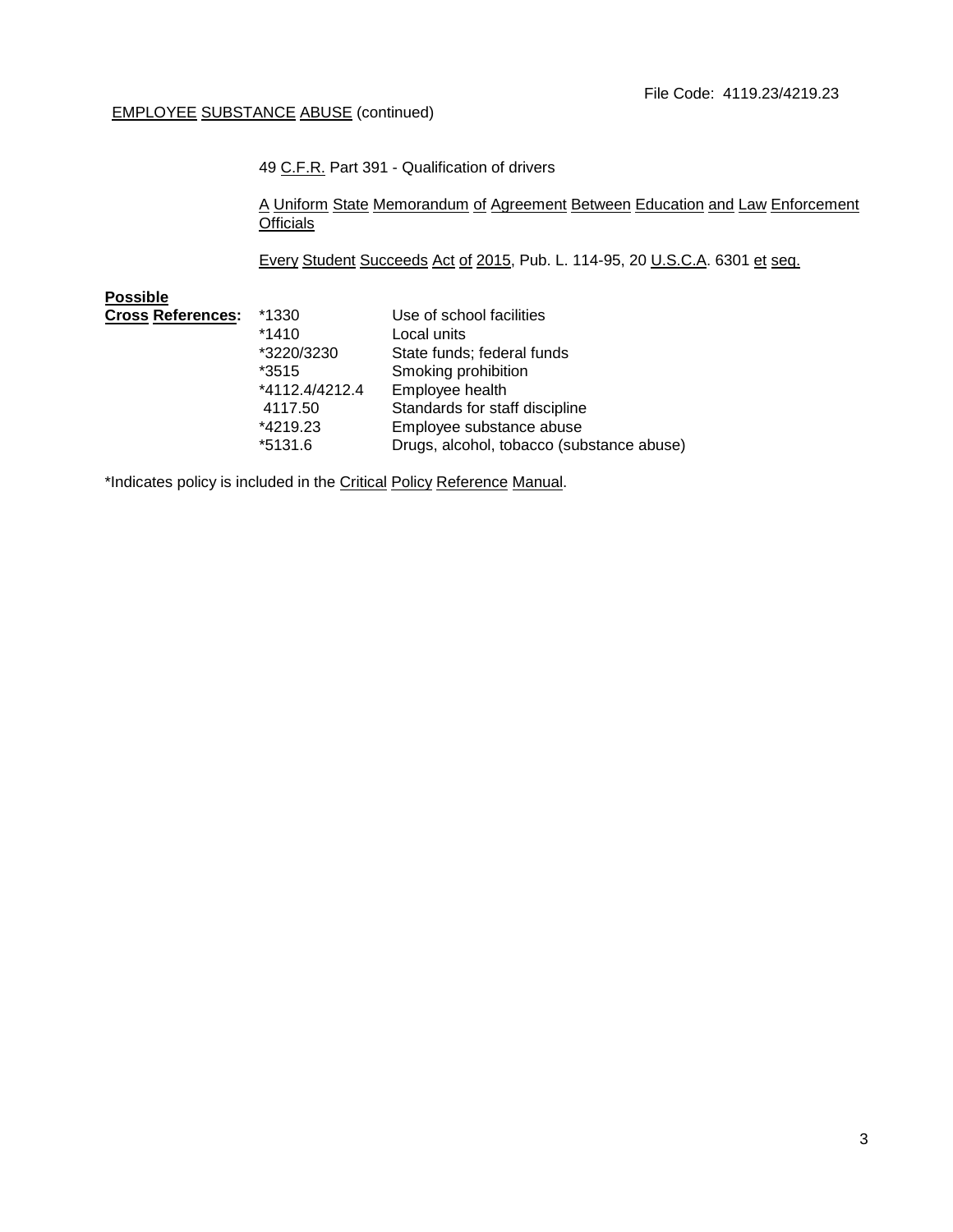EMPLOYEE SUBSTANCE ABUSE (continued)

49 C.F.R. Part 391 - Qualification of drivers

A Uniform State Memorandum of Agreement Between Education and Law Enforcement Officials

Every Student Succeeds Act of 2015, Pub. L. 114-95, 20 U.S.C.A. 6301 et seq.

**Possible Cross References:**

| | |
|---|---|
| *1330 | Use of school facilities |
| *1410 | Local units |
| *3220/3230 | State funds; federal funds |
| *3515 | Smoking prohibition |
| *4112.4/4212.4 | Employee health |
| 4117.50 | Standards for staff discipline |
| *4219.23 | Employee substance abuse |
| *5131.6 | Drugs, alcohol, tobacco (substance abuse) |

*Indicates policy is included in the Critical Policy Reference Manual.